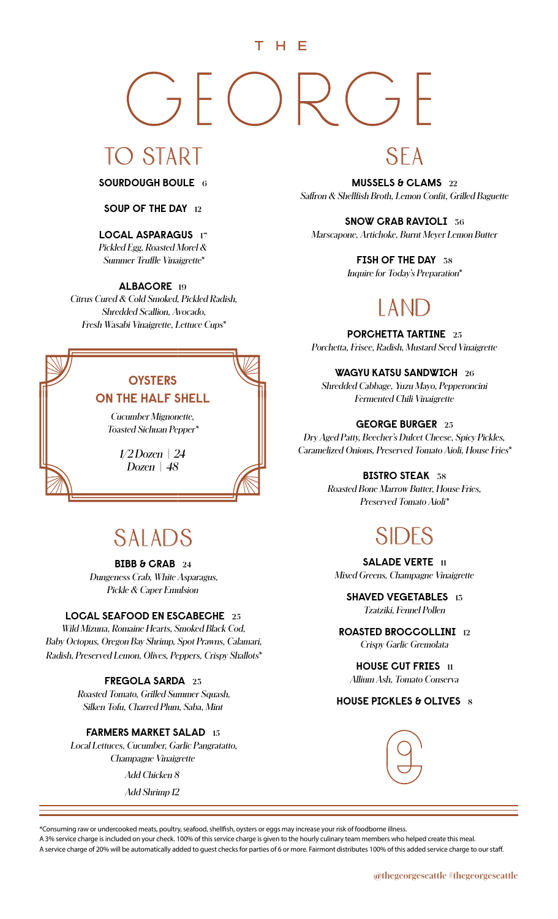# THE GEORGE

## TO START

**SOURDOUGH BOULE** 6

**SOUP OF THE DAY** 12

**LOCAL ASPARAGUS** 17
*Pickled Egg, Roasted Morel & Summer Truffle Vinaigrette**

**ALBACORE** 19
*Citrus Cured & Cold Smoked, Pickled Radish, Shredded Scallion, Avocado, Fresh Wasabi Vinaigrette, Lettuce Cups**

### OYSTERS ON THE HALF SHELL

*Cucumber Mignonette, Toasted Sichuan Pepper**

*1/2 Dozen | 24*
*Dozen | 48*

## SALADS

**BIBB & CRAB** 24
*Dungeness Crab, White Asparagus, Pickle & Caper Emulsion*

**LOCAL SEAFOOD EN ESCABECHE** 25
*Wild Mizuna, Romaine Hearts, Smoked Black Cod, Baby Octopus, Oregon Bay Shrimp, Spot Prawns, Calamari, Radish, Preserved Lemon, Olives, Peppers, Crispy Shallots**

**FREGOLA SARDA** 23
*Roasted Tomato, Grilled Summer Squash, Silken Tofu, Charred Plum, Saba, Mint*

**FARMERS MARKET SALAD** 15
*Local Lettuces, Cucumber, Garlic Pangratatto, Champagne Vinaigrette*

*Add Chicken 8*

*Add Shrimp 12*

## SEA

**MUSSELS & CLAMS** 22
*Saffron & Shellfish Broth, Lemon Confit, Grilled Baguette*

**SNOW CRAB RAVIOLI** 36
*Marscapone, Artichoke, Burnt Meyer Lemon Butter*

**FISH OF THE DAY** 38
*Inquire for Today's Preparation**

## LAND

**PORCHETTA TARTINE** 25
*Porchetta, Frisee, Radish, Mustard Seed Vinaigrette*

**WAGYU KATSU SANDWICH** 26
*Shredded Cabbage, Yuzu Mayo, Pepperoncini Fermented Chili Vinaigrette*

**GEORGE BURGER** 25
*Dry Aged Patty, Beecher's Dulcet Cheese, Spicy Pickles, Caramelized Onions, Preserved Tomato Aioli, House Fries**

**BISTRO STEAK** 38
*Roasted Bone Marrow Butter, House Fries, Preserved Tomato Aioli**

## SIDES

**SALADE VERTE** 11
*Mixed Greens, Champagne Vinaigrette*

**SHAVED VEGETABLES** 13
*Tzatziki, Fennel Pollen*

**ROASTED BROCCOLINI** 12
*Crispy Garlic Gremolata*

**HOUSE CUT FRIES** 11
*Allium Ash, Tomato Conserva*

**HOUSE PICKLES & OLIVES** 8

---

*Consuming raw or undercooked meats, poultry, seafood, shellfish, oysters or eggs may increase your risk of foodborne illness.
A 3% service charge is included on your check. 100% of this service charge is given to the hourly culinary team members who helped create this meal.
A service charge of 20% will be automatically added to guest checks for parties of 6 or more. Fairmont distributes 100% of this added service charge to our staff.

@thegeorgeseattle #thegeorgeseattle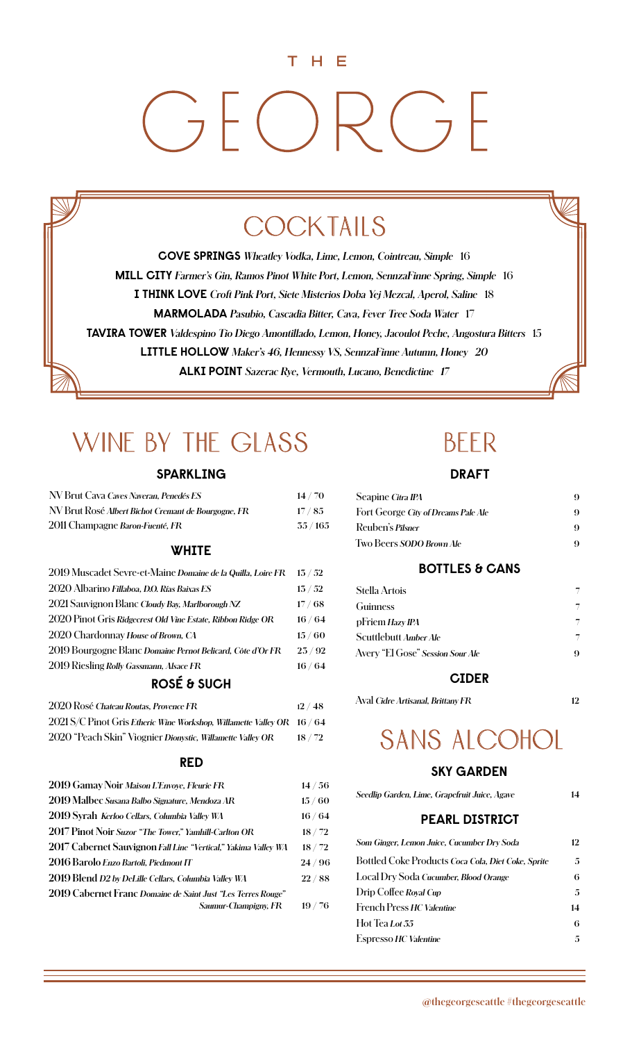THE

# GEORGE

## COCKTAILS

**COVE SPRINGS** *Wheatley Vodka, Lime, Lemon, Cointreau, Simple* 16

**MILL CITY** *Farmer's Gin, Ramos Pinot White Port, Lemon, SennzaFinne Spring, Simple* 16

**I THINK LOVE** *Croft Pink Port, Siete Misterios Doba Yej Mezcal, Aperol, Saline* 18

**MARMOLADA** *Pasubio, Cascadia Bitter, Cava, Fever Tree Soda Water* 17

**TAVIRA TOWER** *Valdespino Tio Diego Amontillado, Lemon, Honey, Jacoulot Peche, Angostura Bitters* 15

**LITTLE HOLLOW** *Maker's 46, Hennessy VS, SennzaFinne Autumn, Honey* 20

**ALKI POINT** *Sazerac Rye, Vermouth, Lucano, Benedictine* 17

## WINE BY THE GLASS

### SPARKLING

| | |
|---|---|
| NV Brut Cava *Caves Naveran, Penedès ES* | 14 / 70 |
| NV Brut Rosé *Albert Bichot Cremant de Bourgogne, FR* | 17 / 85 |
| 2011 Champagne *Baron-Fuenté, FR* | 35 / 165 |

### WHITE

| | |
|---|---|
| 2019 Muscadet Sevre-et-Maine *Domaine de la Quilla, Loire FR* | 13 / 52 |
| 2020 Albarino *Fillaboa, D.O. Rías Baixas ES* | 13 / 52 |
| 2021 Sauvignon Blanc *Cloudy Bay, Marlborough NZ* | 17 / 68 |
| 2020 Pinot Gris *Ridgecrest Old Vine Estate, Ribbon Ridge OR* | 16 / 64 |
| 2020 Chardonnay *House of Brown, CA* | 15 / 60 |
| 2019 Bourgogne Blanc *Domaine Pernot Belicard, Côte d'Or FR* | 23 / 92 |
| 2019 Riesling *Rolly Gassmann, Alsace FR* | 16 / 64 |

### ROSÉ & SUCH

| | |
|---|---|
| 2020 Rosé *Chateau Routas, Provence FR* | 12 / 48 |
| 2021 S/C Pinot Gris *Etheric Wine Workshop, Willamette Valley OR* | 16 / 64 |
| 2020 "Peach Skin" Viognier *Dionystic, Willamette Valley OR* | 18 / 72 |

### RED

| | |
|---|---|
| **2019 Gamay Noir** *Maison L'Envoye, Fleurie FR* | 14 / 56 |
| **2019 Malbec** *Susana Balbo Signature, Mendoza AR* | 15 / 60 |
| **2019 Syrah** *Kerloo Cellars, Columbia Valley WA* | 16 / 64 |
| **2017 Pinot Noir** *Suzor "The Tower," Yamhill-Carlton OR* | 18 / 72 |
| **2017 Cabernet Sauvignon** *Fall Line "Vertical," Yakima Valley WA* | 18 / 72 |
| **2016 Barolo** *Enzo Bartoli, Piedmont IT* | 24 / 96 |
| **2019 Blend** *D2 by DeLille Cellars, Columbia Valley WA* | 22 / 88 |
| **2019 Cabernet Franc** *Domaine de Saint Just "Les Terres Rouge" Saumur-Champigny, FR* | 19 / 76 |

## BEER

### DRAFT

| | |
|---|---|
| Seapine *Citra IPA* | 9 |
| Fort George *City of Dreams Pale Ale* | 9 |
| Reuben's *Pilsner* | 9 |
| Two Beers *SODO Brown Ale* | 9 |

### BOTTLES & CANS

| | |
|---|---|
| Stella Artois | 7 |
| Guinness | 7 |
| pFriem *Hazy IPA* | 7 |
| Scuttlebutt *Amber Ale* | 7 |
| Avery "El Gose" *Session Sour Ale* | 9 |

### CIDER

| | |
|---|---|
| Aval *Cidre Artisanal, Brittany FR* | 12 |

## SANS ALCOHOL

### SKY GARDEN

| | |
|---|---|
| *Seedlip Garden, Lime, Grapefruit Juice, Agave* | 14 |

### PEARL DISTRICT

| | |
|---|---|
| *Som Ginger, Lemon Juice, Cucumber Dry Soda* | 12 |
| Bottled Coke Products *Coca Cola, Diet Coke, Sprite* | 5 |
| Local Dry Soda *Cucumber, Blood Orange* | 6 |
| Drip Coffee *Royal Cup* | 5 |
| French Press *HC Valentine* | 14 |
| Hot Tea *Lot 35* | 6 |
| Espresso *HC Valentine* | 5 |

@thegeorgeseattle #thegeorgeseattle